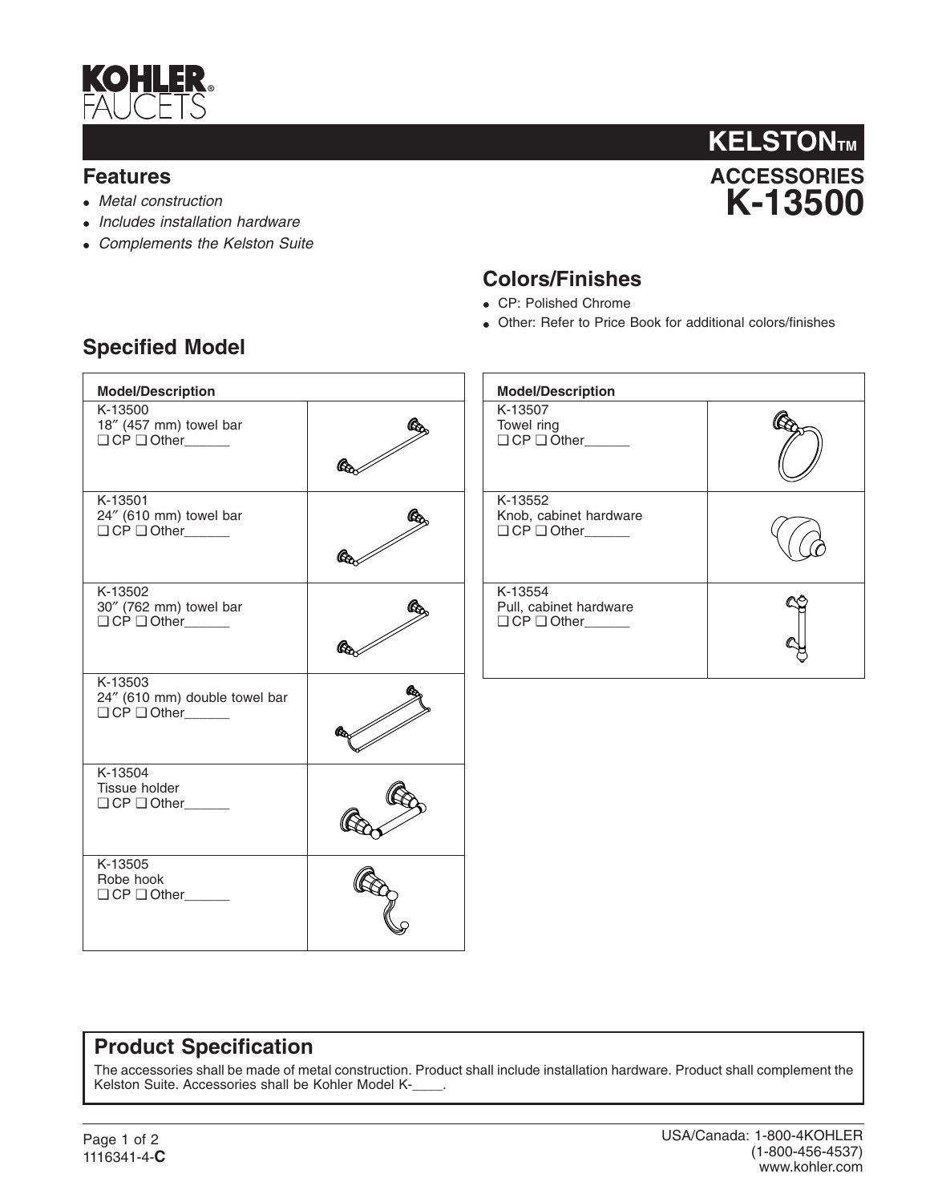KOHLER® FAUCETS

# KELSTON™ ACCESSORIES K-13500

## Features

- *Metal construction*
- *Includes installation hardware*
- *Complements the Kelston Suite*

## Colors/Finishes

- CP: Polished Chrome
- Other: Refer to Price Book for additional colors/finishes

## Specified Model

| Model/Description | |
|---|---|
| K-13500<br>18″ (457 mm) towel bar<br>❑ CP ❑ Other______ | |
| K-13501<br>24″ (610 mm) towel bar<br>❑ CP ❑ Other______ | |
| K-13502<br>30″ (762 mm) towel bar<br>❑ CP ❑ Other______ | |
| K-13503<br>24″ (610 mm) double towel bar<br>❑ CP ❑ Other______ | |
| K-13504<br>Tissue holder<br>❑ CP ❑ Other______ | |
| K-13505<br>Robe hook<br>❑ CP ❑ Other______ | |

| Model/Description | |
|---|---|
| K-13507<br>Towel ring<br>❑ CP ❑ Other______ | |
| K-13552<br>Knob, cabinet hardware<br>❑ CP ❑ Other______ | |
| K-13554<br>Pull, cabinet hardware<br>❑ CP ❑ Other______ | |

## Product Specification

The accessories shall be made of metal construction. Product shall include installation hardware. Product shall complement the Kelston Suite. Accessories shall be Kohler Model K-____.

1116341-4-**C**

USA/Canada: 1-800-4KOHLER (1-800-456-4537) www.kohler.com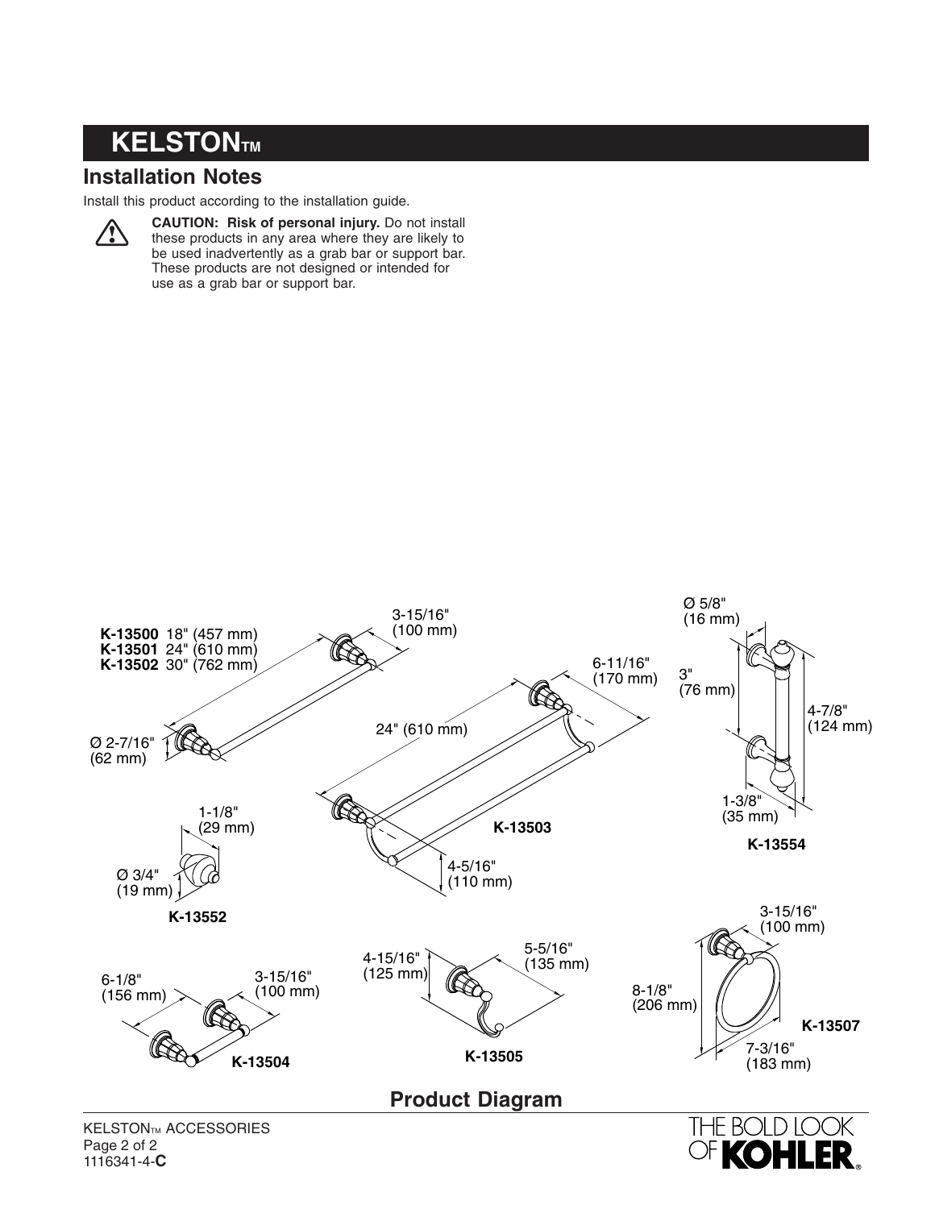# KELSTON™

## Installation Notes

Install this product according to the installation guide.

**CAUTION: Risk of personal injury.** Do not install these products in any area where they are likely to be used inadvertently as a grab bar or support bar. These products are not designed or intended for use as a grab bar or support bar.

**K-13500** 18" (457 mm)
**K-13501** 24" (610 mm)
**K-13502** 30" (762 mm)

3-15/16"
(100 mm)

Ø 2-7/16"
(62 mm)

6-11/16"
(170 mm)

24" (610 mm)

**K-13503**

4-5/16"
(110 mm)

Ø 5/8"
(16 mm)

3"
(76 mm)

4-7/8"
(124 mm)

1-3/8"
(35 mm)

**K-13554**

1-1/8"
(29 mm)

Ø 3/4"
(19 mm)

**K-13552**

6-1/8"
(156 mm)

3-15/16"
(100 mm)

**K-13504**

4-15/16"
(125 mm)

5-5/16"
(135 mm)

**K-13505**

3-15/16"
(100 mm)

8-1/8"
(206 mm)

7-3/16"
(183 mm)

**K-13507**

## Product Diagram